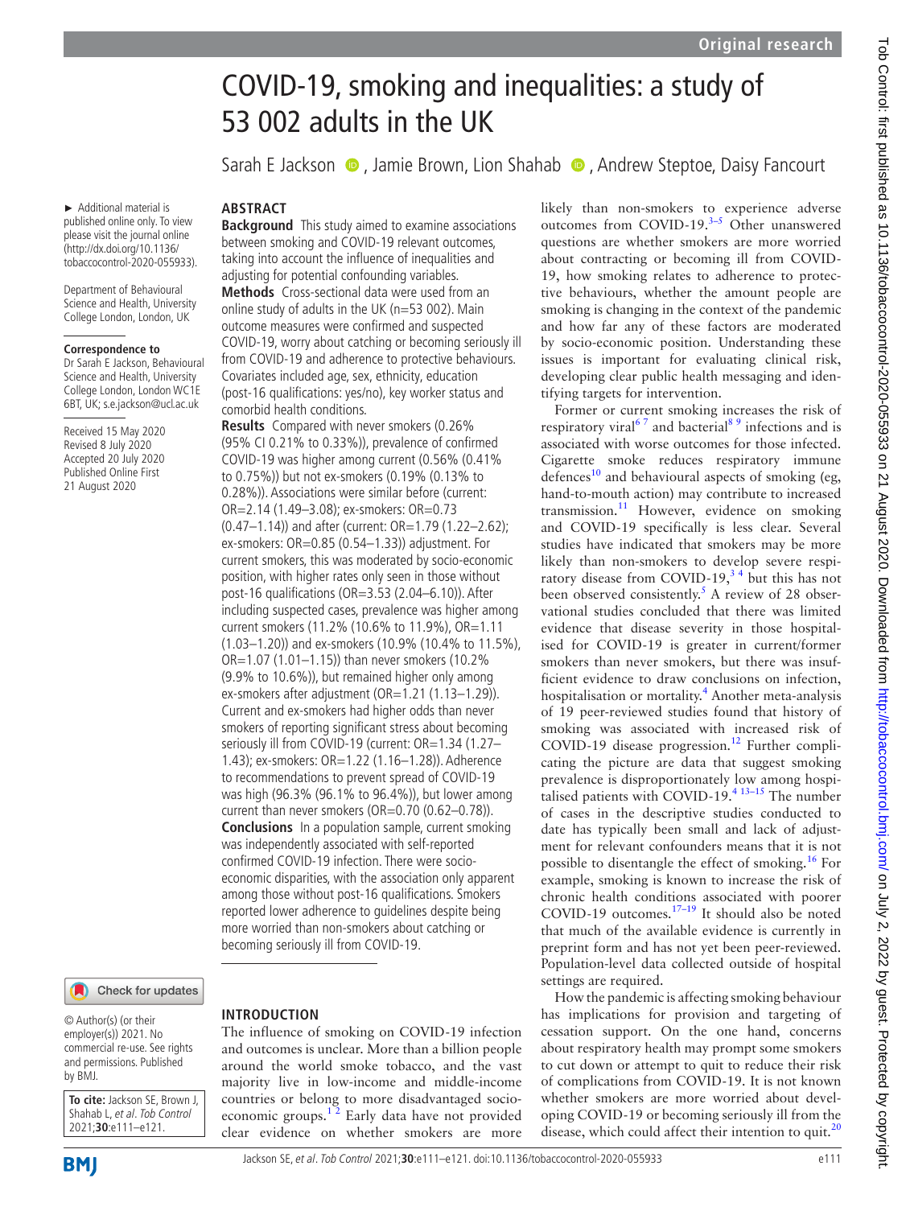# COVID-19, smoking and inequalities: a study of 53 002 adults in the UK

Sarah E Jackson, Jamie Brown, Lion Shahab, Andrew Steptoe, Daisy Fancourt

► Additional material is published online only. To view please visit the journal online (http://dx.doi.org/10.1136/tobaccocontrol-2020-055933).

Department of Behavioural Science and Health, University College London, London, UK

**Correspondence to**
Dr Sarah E Jackson, Behavioural Science and Health, University College London, London WC1E 6BT, UK; s.e.jackson@ucl.ac.uk

Received 15 May 2020
Revised 8 July 2020
Accepted 20 July 2020
Published Online First 21 August 2020

© Author(s) (or their employer(s)) 2021. No commercial re-use. See rights and permissions. Published by BMJ.

**To cite:** Jackson SE, Brown J, Shahab L, *et al*. *Tob Control* 2021;**30**:e111–e121.

## ABSTRACT

**Background** This study aimed to examine associations between smoking and COVID-19 relevant outcomes, taking into account the influence of inequalities and adjusting for potential confounding variables.

**Methods** Cross-sectional data were used from an online study of adults in the UK (n=53 002). Main outcome measures were confirmed and suspected COVID-19, worry about catching or becoming seriously ill from COVID-19 and adherence to protective behaviours. Covariates included age, sex, ethnicity, education (post-16 qualifications: yes/no), key worker status and comorbid health conditions.

**Results** Compared with never smokers (0.26% (95% CI 0.21% to 0.33%)), prevalence of confirmed COVID-19 was higher among current (0.56% (0.41% to 0.75%)) but not ex-smokers (0.19% (0.13% to 0.28%)). Associations were similar before (current: OR=2.14 (1.49–3.08); ex-smokers: OR=0.73 (0.47–1.14)) and after (current: OR=1.79 (1.22–2.62); ex-smokers: OR=0.85 (0.54–1.33)) adjustment. For current smokers, this was moderated by socio-economic position, with higher rates only seen in those without post-16 qualifications (OR=3.53 (2.04–6.10)). After including suspected cases, prevalence was higher among current smokers (11.2% (10.6% to 11.9%), OR=1.11 (1.03–1.20)) and ex-smokers (10.9% (10.4% to 11.5%), OR=1.07 (1.01–1.15)) than never smokers (10.2% (9.9% to 10.6%)), but remained higher only among ex-smokers after adjustment (OR=1.21 (1.13–1.29)). Current and ex-smokers had higher odds than never smokers of reporting significant stress about becoming seriously ill from COVID-19 (current: OR=1.34 (1.27–1.43); ex-smokers: OR=1.22 (1.16–1.28)). Adherence to recommendations to prevent spread of COVID-19 was high (96.3% (96.1% to 96.4%)), but lower among current than never smokers (OR=0.70 (0.62–0.78)).

**Conclusions** In a population sample, current smoking was independently associated with self-reported confirmed COVID-19 infection. There were socio-economic disparities, with the association only apparent among those without post-16 qualifications. Smokers reported lower adherence to guidelines despite being more worried than non-smokers about catching or becoming seriously ill from COVID-19.

## INTRODUCTION

The influence of smoking on COVID-19 infection and outcomes is unclear. More than a billion people around the world smoke tobacco, and the vast majority live in low-income and middle-income countries or belong to more disadvantaged socio-economic groups.[1 2] Early data have not provided clear evidence on whether smokers are more likely than non-smokers to experience adverse outcomes from COVID-19.[3–5] Other unanswered questions are whether smokers are more worried about contracting or becoming ill from COVID-19, how smoking relates to adherence to protective behaviours, whether the amount people are smoking is changing in the context of the pandemic and how far any of these factors are moderated by socio-economic position. Understanding these issues is important for evaluating clinical risk, developing clear public health messaging and identifying targets for intervention.

Former or current smoking increases the risk of respiratory viral[6 7] and bacterial[8 9] infections and is associated with worse outcomes for those infected. Cigarette smoke reduces respiratory immune defences[10] and behavioural aspects of smoking (eg, hand-to-mouth action) may contribute to increased transmission.[11] However, evidence on smoking and COVID-19 specifically is less clear. Several studies have indicated that smokers may be more likely than non-smokers to develop severe respiratory disease from COVID-19,[3 4] but this has not been observed consistently.[5] A review of 28 observational studies concluded that there was limited evidence that disease severity in those hospitalised for COVID-19 is greater in current/former smokers than never smokers, but there was insufficient evidence to draw conclusions on infection, hospitalisation or mortality.[4] Another meta-analysis of 19 peer-reviewed studies found that history of smoking was associated with increased risk of COVID-19 disease progression.[12] Further complicating the picture are data that suggest smoking prevalence is disproportionately low among hospitalised patients with COVID-19.[4 13–15] The number of cases in the descriptive studies conducted to date has typically been small and lack of adjustment for relevant confounders means that it is not possible to disentangle the effect of smoking.[16] For example, smoking is known to increase the risk of chronic health conditions associated with poorer COVID-19 outcomes.[17–19] It should also be noted that much of the available evidence is currently in preprint form and has not yet been peer-reviewed. Population-level data collected outside of hospital settings are required.

How the pandemic is affecting smoking behaviour has implications for provision and targeting of cessation support. On the one hand, concerns about respiratory health may prompt some smokers to cut down or attempt to quit to reduce their risk of complications from COVID-19. It is not known whether smokers are more worried about developing COVID-19 or becoming seriously ill from the disease, which could affect their intention to quit.[20]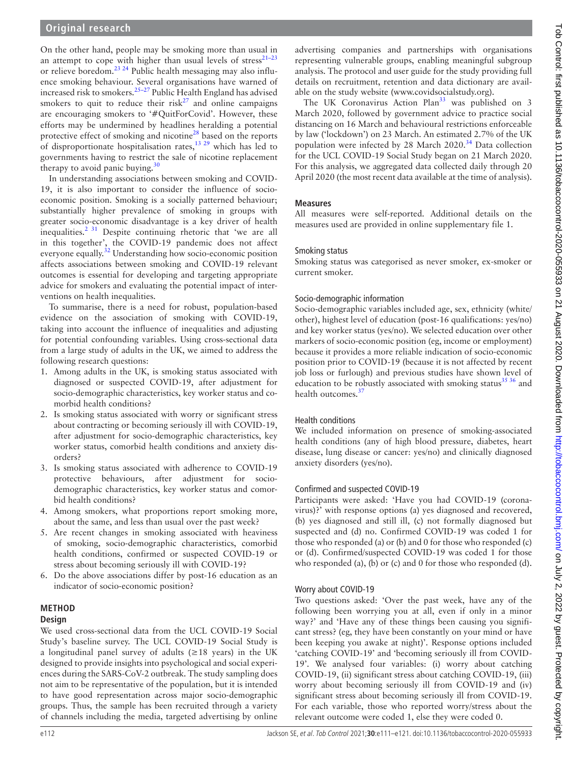On the other hand, people may be smoking more than usual in an attempt to cope with higher than usual levels of stress[21–23] or relieve boredom.[23 24] Public health messaging may also influence smoking behaviour. Several organisations have warned of increased risk to smokers.[25–27] Public Health England has advised smokers to quit to reduce their risk[27] and online campaigns are encouraging smokers to '#QuitForCovid'. However, these efforts may be undermined by headlines heralding a potential protective effect of smoking and nicotine[28] based on the reports of disproportionate hospitalisation rates,[13 29] which has led to governments having to restrict the sale of nicotine replacement therapy to avoid panic buying.[30]

In understanding associations between smoking and COVID-19, it is also important to consider the influence of socio-economic position. Smoking is a socially patterned behaviour; substantially higher prevalence of smoking in groups with greater socio-economic disadvantage is a key driver of health inequalities.[2 31] Despite continuing rhetoric that 'we are all in this together', the COVID-19 pandemic does not affect everyone equally.[32] Understanding how socio-economic position affects associations between smoking and COVID-19 relevant outcomes is essential for developing and targeting appropriate advice for smokers and evaluating the potential impact of interventions on health inequalities.

To summarise, there is a need for robust, population-based evidence on the association of smoking with COVID-19, taking into account the influence of inequalities and adjusting for potential confounding variables. Using cross-sectional data from a large study of adults in the UK, we aimed to address the following research questions:

1. Among adults in the UK, is smoking status associated with diagnosed or suspected COVID-19, after adjustment for socio-demographic characteristics, key worker status and co-morbid health conditions?
2. Is smoking status associated with worry or significant stress about contracting or becoming seriously ill with COVID-19, after adjustment for socio-demographic characteristics, key worker status, comorbid health conditions and anxiety disorders?
3. Is smoking status associated with adherence to COVID-19 protective behaviours, after adjustment for socio-demographic characteristics, key worker status and comorbid health conditions?
4. Among smokers, what proportions report smoking more, about the same, and less than usual over the past week?
5. Are recent changes in smoking associated with heaviness of smoking, socio-demographic characteristics, comorbid health conditions, confirmed or suspected COVID-19 or stress about becoming seriously ill with COVID-19?
6. Do the above associations differ by post-16 education as an indicator of socio-economic position?

## METHOD

### Design

We used cross-sectional data from the UCL COVID-19 Social Study's baseline survey. The UCL COVID-19 Social Study is a longitudinal panel survey of adults (≥18 years) in the UK designed to provide insights into psychological and social experiences during the SARS-CoV-2 outbreak. The study sampling does not aim to be representative of the population, but it is intended to have good representation across major socio-demographic groups. Thus, the sample has been recruited through a variety of channels including the media, targeted advertising by online advertising companies and partnerships with organisations representing vulnerable groups, enabling meaningful subgroup analysis. The protocol and user guide for the study providing full details on recruitment, retention and data dictionary are available on the study website (www.covidsocialstudy.org).

The UK Coronavirus Action Plan[33] was published on 3 March 2020, followed by government advice to practice social distancing on 16 March and behavioural restrictions enforceable by law ('lockdown') on 23 March. An estimated 2.7% of the UK population were infected by 28 March 2020.[34] Data collection for the UCL COVID-19 Social Study began on 21 March 2020. For this analysis, we aggregated data collected daily through 20 April 2020 (the most recent data available at the time of analysis).

### Measures

All measures were self-reported. Additional details on the measures used are provided in online supplementary file 1.

#### Smoking status

Smoking status was categorised as never smoker, ex-smoker or current smoker.

#### Socio-demographic information

Socio-demographic variables included age, sex, ethnicity (white/other), highest level of education (post-16 qualifications: yes/no) and key worker status (yes/no). We selected education over other markers of socio-economic position (eg, income or employment) because it provides a more reliable indication of socio-economic position prior to COVID-19 (because it is not affected by recent job loss or furlough) and previous studies have shown level of education to be robustly associated with smoking status[35 36] and health outcomes.[37]

#### Health conditions

We included information on presence of smoking-associated health conditions (any of high blood pressure, diabetes, heart disease, lung disease or cancer: yes/no) and clinically diagnosed anxiety disorders (yes/no).

#### Confirmed and suspected COVID-19

Participants were asked: 'Have you had COVID-19 (coronavirus)?' with response options (a) yes diagnosed and recovered, (b) yes diagnosed and still ill, (c) not formally diagnosed but suspected and (d) no. Confirmed COVID-19 was coded 1 for those who responded (a) or (b) and 0 for those who responded (c) or (d). Confirmed/suspected COVID-19 was coded 1 for those who responded (a), (b) or (c) and 0 for those who responded (d).

#### Worry about COVID-19

Two questions asked: 'Over the past week, have any of the following been worrying you at all, even if only in a minor way?' and 'Have any of these things been causing you significant stress? (eg, they have been constantly on your mind or have been keeping you awake at night)'. Response options included 'catching COVID-19' and 'becoming seriously ill from COVID-19'. We analysed four variables: (i) worry about catching COVID-19, (ii) significant stress about catching COVID-19, (iii) worry about becoming seriously ill from COVID-19 and (iv) significant stress about becoming seriously ill from COVID-19. For each variable, those who reported worry/stress about the relevant outcome were coded 1, else they were coded 0.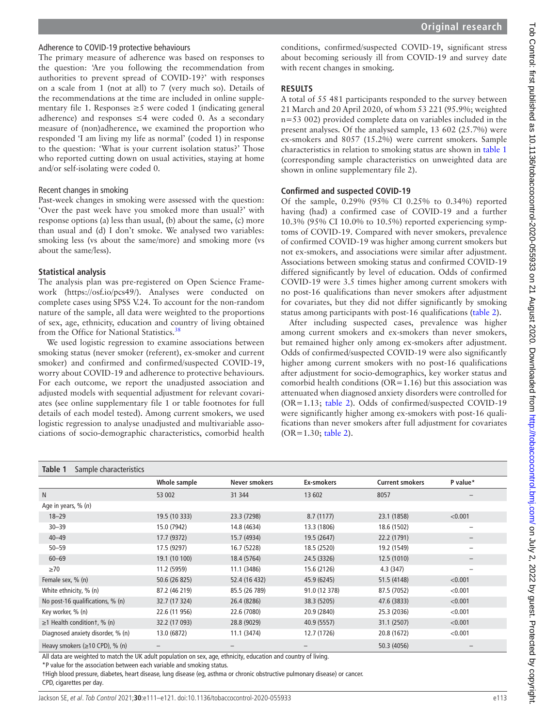### Adherence to COVID-19 protective behaviours

The primary measure of adherence was based on responses to the question: 'Are you following the recommendation from authorities to prevent spread of COVID-19?' with responses on a scale from 1 (not at all) to 7 (very much so). Details of the recommendations at the time are included in online supplementary file 1. Responses ≥5 were coded 1 (indicating general adherence) and responses ≤4 were coded 0. As a secondary measure of (non)adherence, we examined the proportion who responded 'I am living my life as normal' (coded 1) in response to the question: 'What is your current isolation status?' Those who reported cutting down on usual activities, staying at home and/or self-isolating were coded 0.

### Recent changes in smoking

Past-week changes in smoking were assessed with the question: 'Over the past week have you smoked more than usual?' with response options (a) less than usual, (b) about the same, (c) more than usual and (d) I don't smoke. We analysed two variables: smoking less (vs about the same/more) and smoking more (vs about the same/less).

### Statistical analysis

The analysis plan was pre-registered on Open Science Framework (https://osf.io/pcs49/). Analyses were conducted on complete cases using SPSS V.24. To account for the non-random nature of the sample, all data were weighted to the proportions of sex, age, ethnicity, education and country of living obtained from the Office for National Statistics.[38]

We used logistic regression to examine associations between smoking status (never smoker (referent), ex-smoker and current smoker) and confirmed and confirmed/suspected COVID-19, worry about COVID-19 and adherence to protective behaviours. For each outcome, we report the unadjusted association and adjusted models with sequential adjustment for relevant covariates (see online supplementary file 1 or table footnotes for full details of each model tested). Among current smokers, we used logistic regression to analyse unadjusted and multivariable associations of socio-demographic characteristics, comorbid health conditions, confirmed/suspected COVID-19, significant stress about becoming seriously ill from COVID-19 and survey date with recent changes in smoking.

## RESULTS

A total of 55 481 participants responded to the survey between 21 March and 20 April 2020, of whom 53 221 (95.9%; weighted n=53 002) provided complete data on variables included in the present analyses. Of the analysed sample, 13 602 (25.7%) were ex-smokers and 8057 (15.2%) were current smokers. Sample characteristics in relation to smoking status are shown in table 1 (corresponding sample characteristics on unweighted data are shown in online supplementary file 2).

### Confirmed and suspected COVID-19

Of the sample, 0.29% (95% CI 0.25% to 0.34%) reported having (had) a confirmed case of COVID-19 and a further 10.3% (95% CI 10.0% to 10.5%) reported experiencing symptoms of COVID-19. Compared with never smokers, prevalence of confirmed COVID-19 was higher among current smokers but not ex-smokers, and associations were similar after adjustment. Associations between smoking status and confirmed COVID-19 differed significantly by level of education. Odds of confirmed COVID-19 were 3.5 times higher among current smokers with no post-16 qualifications than never smokers after adjustment for covariates, but they did not differ significantly by smoking status among participants with post-16 qualifications (table 2).

After including suspected cases, prevalence was higher among current smokers and ex-smokers than never smokers, but remained higher only among ex-smokers after adjustment. Odds of confirmed/suspected COVID-19 were also significantly higher among current smokers with no post-16 qualifications after adjustment for socio-demographics, key worker status and comorbid health conditions (OR=1.16) but this association was attenuated when diagnosed anxiety disorders were controlled for (OR=1.13; table 2). Odds of confirmed/suspected COVID-19 were significantly higher among ex-smokers with post-16 qualifications than never smokers after full adjustment for covariates (OR=1.30; table 2).

**Table 1** Sample characteristics

| | Whole sample | Never smokers | Ex-smokers | Current smokers | P value* |
|---|---|---|---|---|---|
| N | 53 002 | 31 344 | 13 602 | 8057 | – |
| Age in years, % (n) | | | | | |
| 18–29 | 19.5 (10 333) | 23.3 (7298) | 8.7 (1177) | 23.1 (1858) | <0.001 |
| 30–39 | 15.0 (7942) | 14.8 (4634) | 13.3 (1806) | 18.6 (1502) | – |
| 40–49 | 17.7 (9372) | 15.7 (4934) | 19.5 (2647) | 22.2 (1791) | – |
| 50–59 | 17.5 (9297) | 16.7 (5228) | 18.5 (2520) | 19.2 (1549) | – |
| 60–69 | 19.1 (10 100) | 18.4 (5764) | 24.5 (3326) | 12.5 (1010) | – |
| ≥70 | 11.2 (5959) | 11.1 (3486) | 15.6 (2126) | 4.3 (347) | – |
| Female sex, % (n) | 50.6 (26 825) | 52.4 (16 432) | 45.9 (6245) | 51.5 (4148) | <0.001 |
| White ethnicity, % (n) | 87.2 (46 219) | 85.5 (26 789) | 91.0 (12 378) | 87.5 (7052) | <0.001 |
| No post-16 qualifications, % (n) | 32.7 (17 324) | 26.4 (8286) | 38.3 (5205) | 47.6 (3833) | <0.001 |
| Key worker, % (n) | 22.6 (11 956) | 22.6 (7080) | 20.9 (2840) | 25.3 (2036) | <0.001 |
| ≥1 Health condition†, % (n) | 32.2 (17 093) | 28.8 (9029) | 40.9 (5557) | 31.1 (2507) | <0.001 |
| Diagnosed anxiety disorder, % (n) | 13.0 (6872) | 11.1 (3474) | 12.7 (1726) | 20.8 (1672) | <0.001 |
| Heavy smokers (≥10 CPD), % (n) | – | – | – | 50.3 (4056) | – |

All data are weighted to match the UK adult population on sex, age, ethnicity, education and country of living.

*P value for the association between each variable and smoking status.

†High blood pressure, diabetes, heart disease, lung disease (eg, asthma or chronic obstructive pulmonary disease) or cancer.

CPD, cigarettes per day.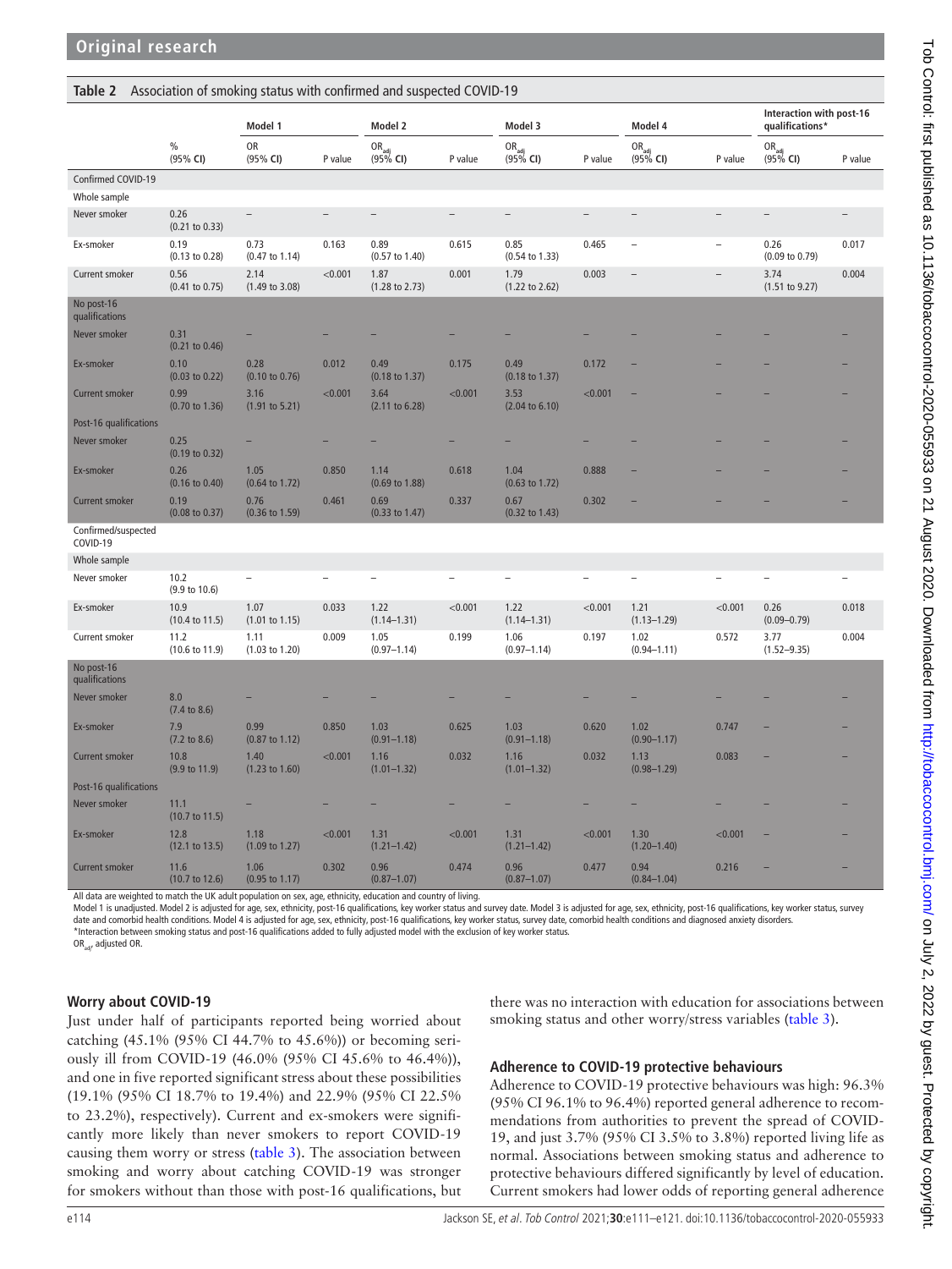**Table 2** Association of smoking status with confirmed and suspected COVID-19

| | % (95% CI) | Model 1 OR (95% CI) | P value | Model 2 $OR_{adj}$ (95% CI) | P value | Model 3 $OR_{adj}$ (95% CI) | P value | Model 4 $OR_{adj}$ (95% CI) | P value | Interaction with post-16 qualifications* $OR_{adj}$ (95% CI) | P value |
|---|---|---|---|---|---|---|---|---|---|---|---|
| **Confirmed COVID-19** | | | | | | | | | | | |
| Whole sample | | | | | | | | | | | |
| Never smoker | 0.26 (0.21 to 0.33) | – | – | – | – | – | – | – | – | – | – |
| Ex-smoker | 0.19 (0.13 to 0.28) | 0.73 (0.47 to 1.14) | 0.163 | 0.89 (0.57 to 1.40) | 0.615 | 0.85 (0.54 to 1.33) | 0.465 | – | – | 0.26 (0.09 to 0.79) | 0.017 |
| Current smoker | 0.56 (0.41 to 0.75) | 2.14 (1.49 to 3.08) | <0.001 | 1.87 (1.28 to 2.73) | 0.001 | 1.79 (1.22 to 2.62) | 0.003 | – | – | 3.74 (1.51 to 9.27) | 0.004 |
| No post-16 qualifications | | | | | | | | | | | |
| Never smoker | 0.31 (0.21 to 0.46) | – | – | – | – | – | – | – | – | – | – |
| Ex-smoker | 0.10 (0.03 to 0.22) | 0.28 (0.10 to 0.76) | 0.012 | 0.49 (0.18 to 1.37) | 0.175 | 0.49 (0.18 to 1.37) | 0.172 | – | – | – | – |
| Current smoker | 0.99 (0.70 to 1.36) | 3.16 (1.91 to 5.21) | <0.001 | 3.64 (2.11 to 6.28) | <0.001 | 3.53 (2.04 to 6.10) | <0.001 | – | – | – | – |
| Post-16 qualifications | | | | | | | | | | | |
| Never smoker | 0.25 (0.19 to 0.32) | – | – | – | – | – | – | – | – | – | – |
| Ex-smoker | 0.26 (0.16 to 0.40) | 1.05 (0.64 to 1.72) | 0.850 | 1.14 (0.69 to 1.88) | 0.618 | 1.04 (0.63 to 1.72) | 0.888 | – | – | – | – |
| Current smoker | 0.19 (0.08 to 0.37) | 0.76 (0.36 to 1.59) | 0.461 | 0.69 (0.33 to 1.47) | 0.337 | 0.67 (0.32 to 1.43) | 0.302 | – | – | – | – |
| **Confirmed/suspected COVID-19** | | | | | | | | | | | |
| Whole sample | | | | | | | | | | | |
| Never smoker | 10.2 (9.9 to 10.6) | – | – | – | – | – | – | – | – | – | – |
| Ex-smoker | 10.9 (10.4 to 11.5) | 1.07 (1.01 to 1.15) | 0.033 | 1.22 (1.14–1.31) | <0.001 | 1.22 (1.14–1.31) | <0.001 | 1.21 (1.13–1.29) | <0.001 | 0.26 (0.09–0.79) | 0.018 |
| Current smoker | 11.2 (10.6 to 11.9) | 1.11 (1.03 to 1.20) | 0.009 | 1.05 (0.97–1.14) | 0.199 | 1.06 (0.97–1.14) | 0.197 | 1.02 (0.94–1.11) | 0.572 | 3.77 (1.52–9.35) | 0.004 |
| No post-16 qualifications | | | | | | | | | | | |
| Never smoker | 8.0 (7.4 to 8.6) | – | – | – | – | – | – | – | – | – | – |
| Ex-smoker | 7.9 (7.2 to 8.6) | 0.99 (0.87 to 1.12) | 0.850 | 1.03 (0.91–1.18) | 0.625 | 1.03 (0.91–1.18) | 0.620 | 1.02 (0.90–1.17) | 0.747 | – | – |
| Current smoker | 10.8 (9.9 to 11.9) | 1.40 (1.23 to 1.60) | <0.001 | 1.16 (1.01–1.32) | 0.032 | 1.16 (1.01–1.32) | 0.032 | 1.13 (0.98–1.29) | 0.083 | – | – |
| Post-16 qualifications | | | | | | | | | | | |
| Never smoker | 11.1 (10.7 to 11.5) | – | – | – | – | – | – | – | – | – | – |
| Ex-smoker | 12.8 (12.1 to 13.5) | 1.18 (1.09 to 1.27) | <0.001 | 1.31 (1.21–1.42) | <0.001 | 1.31 (1.21–1.42) | <0.001 | 1.30 (1.20–1.40) | <0.001 | – | – |
| Current smoker | 11.6 (10.7 to 12.6) | 1.06 (0.95 to 1.17) | 0.302 | 0.96 (0.87–1.07) | 0.474 | 0.96 (0.87–1.07) | 0.477 | 0.94 (0.84–1.04) | 0.216 | – | – |

All data are weighted to match the UK adult population on sex, age, ethnicity, education and country of living.
Model 1 is unadjusted. Model 2 is adjusted for age, sex, ethnicity, post-16 qualifications, key worker status and survey date. Model 3 is adjusted for age, sex, ethnicity, post-16 qualifications, key worker status, survey date and comorbid health conditions. Model 4 is adjusted for age, sex, ethnicity, post-16 qualifications, key worker status, survey date, comorbid health conditions and diagnosed anxiety disorders.
*Interaction between smoking status and post-16 qualifications added to fully adjusted model with the exclusion of key worker status.
$OR_{adj}$, adjusted OR.

### Worry about COVID-19

Just under half of participants reported being worried about catching (45.1% (95% CI 44.7% to 45.6%)) or becoming seriously ill from COVID-19 (46.0% (95% CI 45.6% to 46.4%)), and one in five reported significant stress about these possibilities (19.1% (95% CI 18.7% to 19.4%) and 22.9% (95% CI 22.5% to 23.2%), respectively). Current and ex-smokers were significantly more likely than never smokers to report COVID-19 causing them worry or stress (table 3). The association between smoking and worry about catching COVID-19 was stronger for smokers without than those with post-16 qualifications, but there was no interaction with education for associations between smoking status and other worry/stress variables (table 3).

### Adherence to COVID-19 protective behaviours

Adherence to COVID-19 protective behaviours was high: 96.3% (95% CI 96.1% to 96.4%) reported general adherence to recommendations from authorities to prevent the spread of COVID-19, and just 3.7% (95% CI 3.5% to 3.8%) reported living life as normal. Associations between smoking status and adherence to protective behaviours differed significantly by level of education. Current smokers had lower odds of reporting general adherence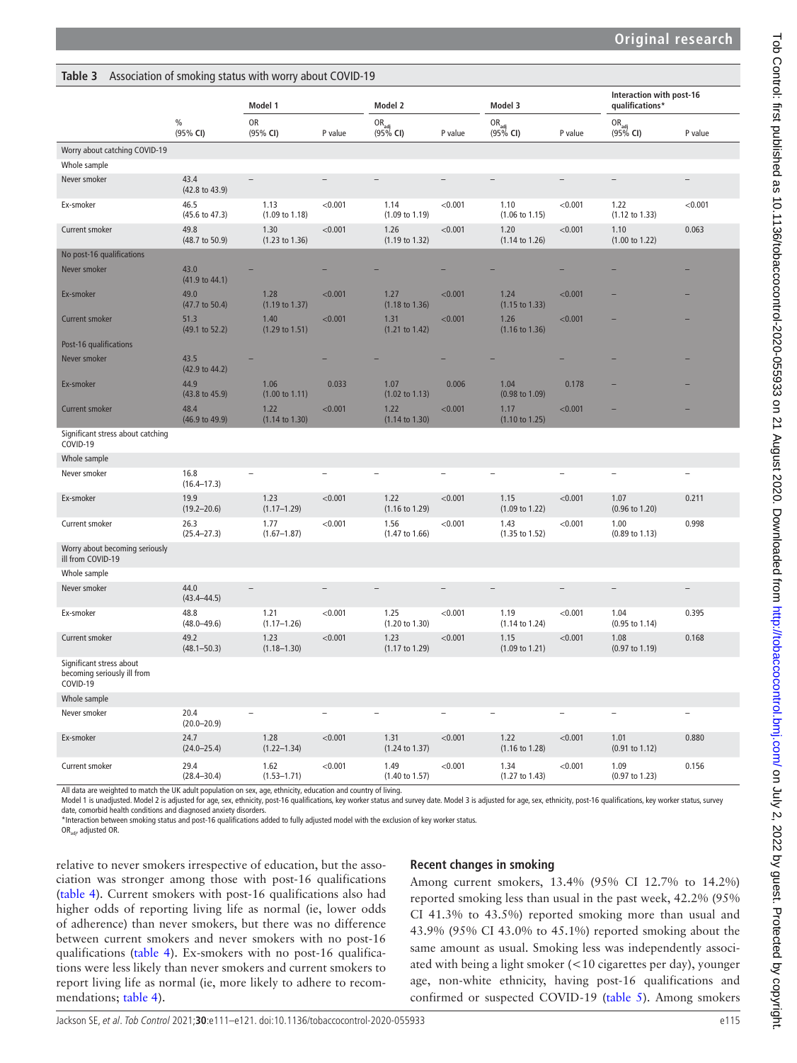**Table 3** Association of smoking status with worry about COVID-19

| | % | Model 1 | | Model 2 | | Model 3 | | Interaction with post-16 qualifications* | |
|---|---|---|---|---|---|---|---|---|---|
| | (95% CI) | OR (95% CI) | P value | $OR_{adj}$ (95% CI) | P value | $OR_{adj}$ (95% CI) | P value | $OR_{adj}$ (95% CI) | P value |
| **Worry about catching COVID-19** | | | | | | | | | |
| Whole sample | | | | | | | | | |
| Never smoker | 43.4 (42.8 to 43.9) | – | – | – | – | – | – | – | – |
| Ex-smoker | 46.5 (45.6 to 47.3) | 1.13 (1.09 to 1.18) | <0.001 | 1.14 (1.09 to 1.19) | <0.001 | 1.10 (1.06 to 1.15) | <0.001 | 1.22 (1.12 to 1.33) | <0.001 |
| Current smoker | 49.8 (48.7 to 50.9) | 1.30 (1.23 to 1.36) | <0.001 | 1.26 (1.19 to 1.32) | <0.001 | 1.20 (1.14 to 1.26) | <0.001 | 1.10 (1.00 to 1.22) | 0.063 |
| No post-16 qualifications | | | | | | | | | |
| Never smoker | 43.0 (41.9 to 44.1) | – | – | – | – | – | – | – | – |
| Ex-smoker | 49.0 (47.7 to 50.4) | 1.28 (1.19 to 1.37) | <0.001 | 1.27 (1.18 to 1.36) | <0.001 | 1.24 (1.15 to 1.33) | <0.001 | – | – |
| Current smoker | 51.3 (49.1 to 52.2) | 1.40 (1.29 to 1.51) | <0.001 | 1.31 (1.21 to 1.42) | <0.001 | 1.26 (1.16 to 1.36) | <0.001 | – | – |
| Post-16 qualifications | | | | | | | | | |
| Never smoker | 43.5 (42.9 to 44.2) | – | – | – | – | – | – | – | – |
| Ex-smoker | 44.9 (43.8 to 45.9) | 1.06 (1.00 to 1.11) | 0.033 | 1.07 (1.02 to 1.13) | 0.006 | 1.04 (0.98 to 1.09) | 0.178 | – | – |
| Current smoker | 48.4 (46.9 to 49.9) | 1.22 (1.14 to 1.30) | <0.001 | 1.22 (1.14 to 1.30) | <0.001 | 1.17 (1.10 to 1.25) | <0.001 | – | – |
| **Significant stress about catching COVID-19** | | | | | | | | | |
| Whole sample | | | | | | | | | |
| Never smoker | 16.8 (16.4–17.3) | – | – | – | – | – | – | – | – |
| Ex-smoker | 19.9 (19.2–20.6) | 1.23 (1.17–1.29) | <0.001 | 1.22 (1.16 to 1.29) | <0.001 | 1.15 (1.09 to 1.22) | <0.001 | 1.07 (0.96 to 1.20) | 0.211 |
| Current smoker | 26.3 (25.4–27.3) | 1.77 (1.67–1.87) | <0.001 | 1.56 (1.47 to 1.66) | <0.001 | 1.43 (1.35 to 1.52) | <0.001 | 1.00 (0.89 to 1.13) | 0.998 |
| **Worry about becoming seriously ill from COVID-19** | | | | | | | | | |
| Whole sample | | | | | | | | | |
| Never smoker | 44.0 (43.4–44.5) | – | – | – | – | – | – | – | – |
| Ex-smoker | 48.8 (48.0–49.6) | 1.21 (1.17–1.26) | <0.001 | 1.25 (1.20 to 1.30) | <0.001 | 1.19 (1.14 to 1.24) | <0.001 | 1.04 (0.95 to 1.14) | 0.395 |
| Current smoker | 49.2 (48.1–50.3) | 1.23 (1.18–1.30) | <0.001 | 1.23 (1.17 to 1.29) | <0.001 | 1.15 (1.09 to 1.21) | <0.001 | 1.08 (0.97 to 1.19) | 0.168 |
| **Significant stress about becoming seriously ill from COVID-19** | | | | | | | | | |
| Whole sample | | | | | | | | | |
| Never smoker | 20.4 (20.0–20.9) | – | – | – | – | – | – | – | – |
| Ex-smoker | 24.7 (24.0–25.4) | 1.28 (1.22–1.34) | <0.001 | 1.31 (1.24 to 1.37) | <0.001 | 1.22 (1.16 to 1.28) | <0.001 | 1.01 (0.91 to 1.12) | 0.880 |
| Current smoker | 29.4 (28.4–30.4) | 1.62 (1.53–1.71) | <0.001 | 1.49 (1.40 to 1.57) | <0.001 | 1.34 (1.27 to 1.43) | <0.001 | 1.09 (0.97 to 1.23) | 0.156 |

All data are weighted to match the UK adult population on sex, age, ethnicity, education and country of living.
Model 1 is unadjusted. Model 2 is adjusted for age, sex, ethnicity, post-16 qualifications, key worker status and survey date. Model 3 is adjusted for age, sex, ethnicity, post-16 qualifications, key worker status, survey date, comorbid health conditions and diagnosed anxiety disorders.
*Interaction between smoking status and post-16 qualifications added to fully adjusted model with the exclusion of key worker status.
$OR_{adj}$, adjusted OR.

relative to never smokers irrespective of education, but the association was stronger among those with post-16 qualifications (table 4). Current smokers with post-16 qualifications also had higher odds of reporting living life as normal (ie, lower odds of adherence) than never smokers, but there was no difference between current smokers and never smokers with no post-16 qualifications (table 4). Ex-smokers with no post-16 qualifications were less likely than never smokers and current smokers to report living life as normal (ie, more likely to adhere to recommendations; table 4).

### Recent changes in smoking

Among current smokers, 13.4% (95% CI 12.7% to 14.2%) reported smoking less than usual in the past week, 42.2% (95% CI 41.3% to 43.5%) reported smoking more than usual and 43.9% (95% CI 43.0% to 45.1%) reported smoking about the same amount as usual. Smoking less was independently associated with being a light smoker (<10 cigarettes per day), younger age, non-white ethnicity, having post-16 qualifications and confirmed or suspected COVID-19 (table 5). Among smokers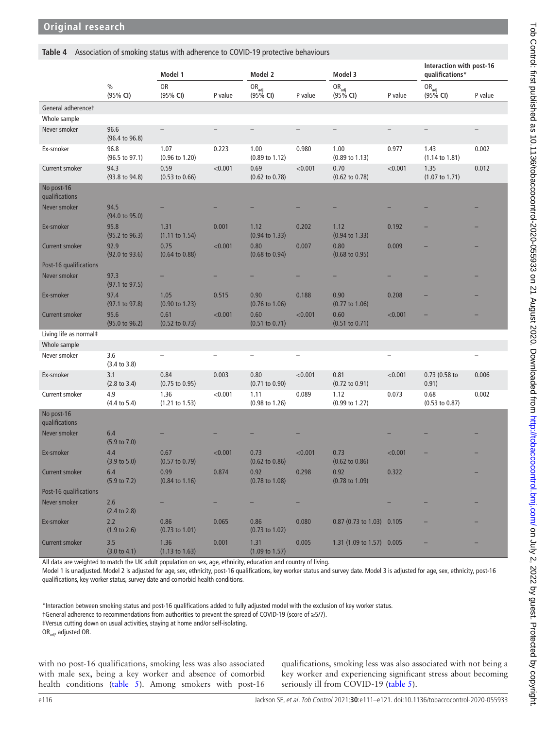**Table 4** Association of smoking status with adherence to COVID-19 protective behaviours

| | | Model 1 | | Model 2 | | Model 3 | | Interaction with post-16 qualifications* | |
|---|---|---|---|---|---|---|---|---|---|
| | % (95% CI) | OR (95% CI) | P value | $OR_{adj}$ (95% CI) | P value | $OR_{adj}$ (95% CI) | P value | $OR_{adj}$ (95% CI) | P value |
| General adherence† | | | | | | | | | |
| Whole sample | | | | | | | | | |
| Never smoker | 96.6 (96.4 to 96.8) | – | – | – | – | – | – | – | – |
| Ex-smoker | 96.8 (96.5 to 97.1) | 1.07 (0.96 to 1.20) | 0.223 | 1.00 (0.89 to 1.12) | 0.980 | 1.00 (0.89 to 1.13) | 0.977 | 1.43 (1.14 to 1.81) | 0.002 |
| Current smoker | 94.3 (93.8 to 94.8) | 0.59 (0.53 to 0.66) | <0.001 | 0.69 (0.62 to 0.78) | <0.001 | 0.70 (0.62 to 0.78) | <0.001 | 1.35 (1.07 to 1.71) | 0.012 |
| No post-16 qualifications | | | | | | | | | |
| Never smoker | 94.5 (94.0 to 95.0) | – | – | – | – | – | – | – | – |
| Ex-smoker | 95.8 (95.2 to 96.3) | 1.31 (1.11 to 1.54) | 0.001 | 1.12 (0.94 to 1.33) | 0.202 | 1.12 (0.94 to 1.33) | 0.192 | – | – |
| Current smoker | 92.9 (92.0 to 93.6) | 0.75 (0.64 to 0.88) | <0.001 | 0.80 (0.68 to 0.94) | 0.007 | 0.80 (0.68 to 0.95) | 0.009 | – | – |
| Post-16 qualifications | | | | | | | | | |
| Never smoker | 97.3 (97.1 to 97.5) | – | – | – | – | – | – | – | – |
| Ex-smoker | 97.4 (97.1 to 97.8) | 1.05 (0.90 to 1.23) | 0.515 | 0.90 (0.76 to 1.06) | 0.188 | 0.90 (0.77 to 1.06) | 0.208 | – | – |
| Current smoker | 95.6 (95.0 to 96.2) | 0.61 (0.52 to 0.73) | <0.001 | 0.60 (0.51 to 0.71) | <0.001 | 0.60 (0.51 to 0.71) | <0.001 | – | – |
| Living life as normal‡ | | | | | | | | | |
| Whole sample | | | | | | | | | |
| Never smoker | 3.6 (3.4 to 3.8) | – | – | – | – | | – | | – |
| Ex-smoker | 3.1 (2.8 to 3.4) | 0.84 (0.75 to 0.95) | 0.003 | 0.80 (0.71 to 0.90) | <0.001 | 0.81 (0.72 to 0.91) | <0.001 | 0.73 (0.58 to 0.91) | 0.006 |
| Current smoker | 4.9 (4.4 to 5.4) | 1.36 (1.21 to 1.53) | <0.001 | 1.11 (0.98 to 1.26) | 0.089 | 1.12 (0.99 to 1.27) | 0.073 | 0.68 (0.53 to 0.87) | 0.002 |
| No post-16 qualifications | | | | | | | | | |
| Never smoker | 6.4 (5.9 to 7.0) | – | – | – | – | | – | – | – |
| Ex-smoker | 4.4 (3.9 to 5.0) | 0.67 (0.57 to 0.79) | <0.001 | 0.73 (0.62 to 0.86) | <0.001 | 0.73 (0.62 to 0.86) | <0.001 | – | – |
| Current smoker | 6.4 (5.9 to 7.2) | 0.99 (0.84 to 1.16) | 0.874 | 0.92 (0.78 to 1.08) | 0.298 | 0.92 (0.78 to 1.09) | 0.322 | | – |
| Post-16 qualifications | | | | | | | | | |
| Never smoker | 2.6 (2.4 to 2.8) | – | – | – | – | | – | – | – |
| Ex-smoker | 2.2 (1.9 to 2.6) | 0.86 (0.73 to 1.01) | 0.065 | 0.86 (0.73 to 1.02) | 0.080 | 0.87 (0.73 to 1.03) | 0.105 | – | – |
| Current smoker | 3.5 (3.0 to 4.1) | 1.36 (1.13 to 1.63) | 0.001 | 1.31 (1.09 to 1.57) | 0.005 | 1.31 (1.09 to 1.57) | 0.005 | – | – |

All data are weighted to match the UK adult population on sex, age, ethnicity, education and country of living.
Model 1 is unadjusted. Model 2 is adjusted for age, sex, ethnicity, post-16 qualifications, key worker status and survey date. Model 3 is adjusted for age, sex, ethnicity, post-16 qualifications, key worker status, survey date and comorbid health conditions.

*Interaction between smoking status and post-16 qualifications added to fully adjusted model with the exclusion of key worker status.
†General adherence to recommendations from authorities to prevent the spread of COVID-19 (score of ≥5/7).
‡Versus cutting down on usual activities, staying at home and/or self-isolating.
$OR_{adj}$, adjusted OR.

with no post-16 qualifications, smoking less was also associated with male sex, being a key worker and absence of comorbid health conditions (table 5). Among smokers with post-16 qualifications, smoking less was also associated with not being a key worker and experiencing significant stress about becoming seriously ill from COVID-19 (table 5).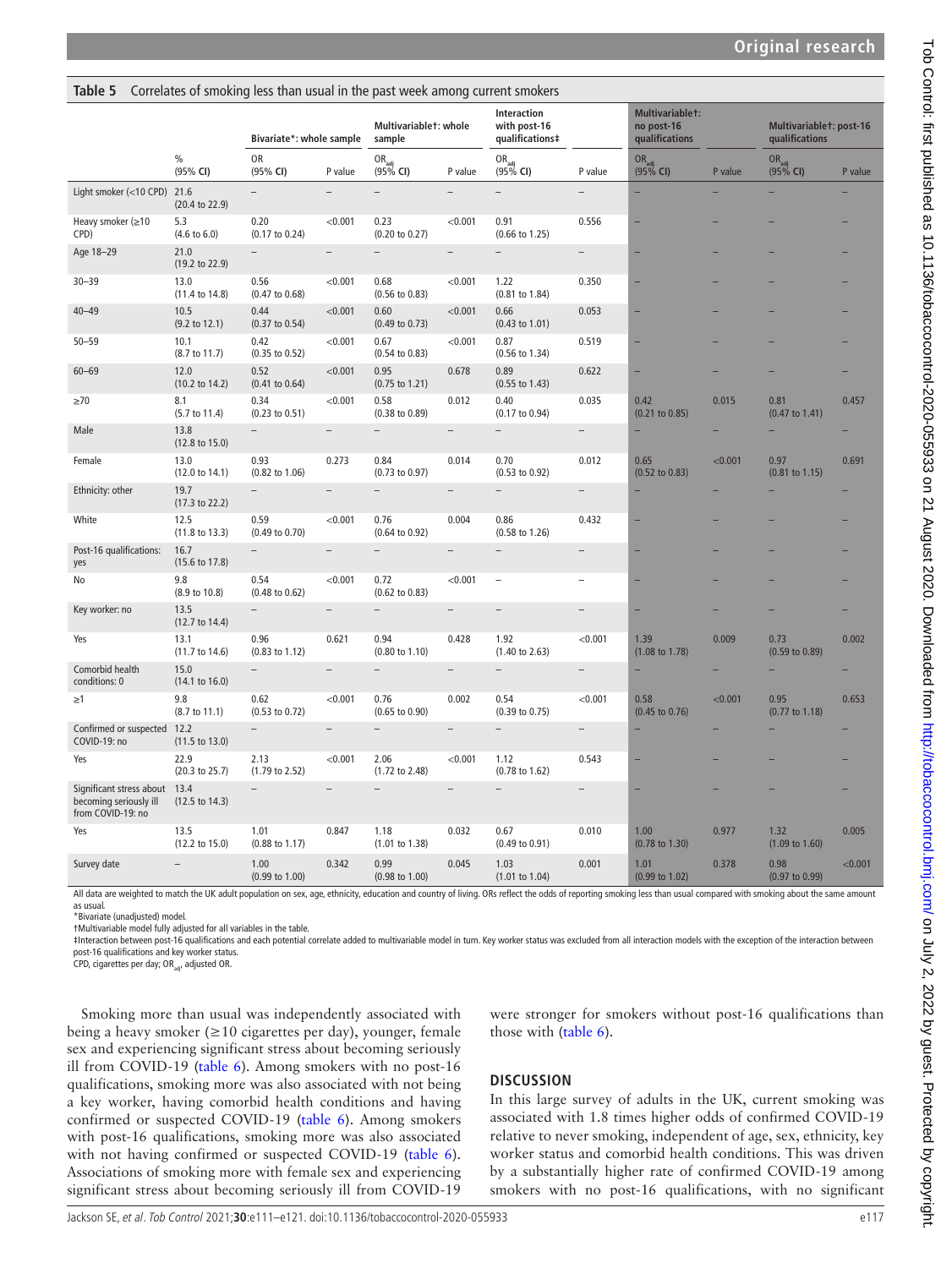**Table 5** Correlates of smoking less than usual in the past week among current smokers

| | % (95% CI) | Bivariate*: whole sample OR (95% CI) | P value | Multivariable†: whole sample $OR_{adj}$ (95% CI) | P value | Interaction with post-16 qualifications‡ $OR_{adj}$ (95% CI) | P value | Multivariable†: no post-16 qualifications $OR_{adj}$ (95% CI) | P value | Multivariable†: post-16 qualifications $OR_{adj}$ (95% CI) | P value |
|---|---|---|---|---|---|---|---|---|---|---|---|
| Light smoker (<10 CPD) | 21.6 (20.4 to 22.9) | – | – | – | – | – | – | – | – | – | – |
| Heavy smoker (≥10 CPD) | 5.3 (4.6 to 6.0) | 0.20 (0.17 to 0.24) | <0.001 | 0.23 (0.20 to 0.27) | <0.001 | 0.91 (0.66 to 1.25) | 0.556 | – | – | – | – |
| Age 18–29 | 21.0 (19.2 to 22.9) | – | – | – | – | – | – | – | – | – | – |
| 30–39 | 13.0 (11.4 to 14.8) | 0.56 (0.47 to 0.68) | <0.001 | 0.68 (0.56 to 0.83) | <0.001 | 1.22 (0.81 to 1.84) | 0.350 | – | – | – | – |
| 40–49 | 10.5 (9.2 to 12.1) | 0.44 (0.37 to 0.54) | <0.001 | 0.60 (0.49 to 0.73) | <0.001 | 0.66 (0.43 to 1.01) | 0.053 | – | – | – | – |
| 50–59 | 10.1 (8.7 to 11.7) | 0.42 (0.35 to 0.52) | <0.001 | 0.67 (0.54 to 0.83) | <0.001 | 0.87 (0.56 to 1.34) | 0.519 | – | – | – | – |
| 60–69 | 12.0 (10.2 to 14.2) | 0.52 (0.41 to 0.64) | <0.001 | 0.95 (0.75 to 1.21) | 0.678 | 0.89 (0.55 to 1.43) | 0.622 | – | – | – | – |
| ≥70 | 8.1 (5.7 to 11.4) | 0.34 (0.23 to 0.51) | <0.001 | 0.58 (0.38 to 0.89) | 0.012 | 0.40 (0.17 to 0.94) | 0.035 | 0.42 (0.21 to 0.85) | 0.015 | 0.81 (0.47 to 1.41) | 0.457 |
| Male | 13.8 (12.8 to 15.0) | – | – | – | – | – | – | – | – | – | – |
| Female | 13.0 (12.0 to 14.1) | 0.93 (0.82 to 1.06) | 0.273 | 0.84 (0.73 to 0.97) | 0.014 | 0.70 (0.53 to 0.92) | 0.012 | 0.65 (0.52 to 0.83) | <0.001 | 0.97 (0.81 to 1.15) | 0.691 |
| Ethnicity: other | 19.7 (17.3 to 22.2) | – | – | – | – | – | – | – | – | – | – |
| White | 12.5 (11.8 to 13.3) | 0.59 (0.49 to 0.70) | <0.001 | 0.76 (0.64 to 0.92) | 0.004 | 0.86 (0.58 to 1.26) | 0.432 | – | – | – | – |
| Post-16 qualifications: yes | 16.7 (15.6 to 17.8) | – | – | – | – | – | – | – | – | – | – |
| No | 9.8 (8.9 to 10.8) | 0.54 (0.48 to 0.62) | <0.001 | 0.72 (0.62 to 0.83) | <0.001 | – | – | – | – | – | – |
| Key worker: no | 13.5 (12.7 to 14.4) | – | – | – | – | – | – | – | – | – | – |
| Yes | 13.1 (11.7 to 14.6) | 0.96 (0.83 to 1.12) | 0.621 | 0.94 (0.80 to 1.10) | 0.428 | 1.92 (1.40 to 2.63) | <0.001 | 1.39 (1.08 to 1.78) | 0.009 | 0.73 (0.59 to 0.89) | 0.002 |
| Comorbid health conditions: 0 | 15.0 (14.1 to 16.0) | – | – | – | – | – | – | – | – | – | – |
| ≥1 | 9.8 (8.7 to 11.1) | 0.62 (0.53 to 0.72) | <0.001 | 0.76 (0.65 to 0.90) | 0.002 | 0.54 (0.39 to 0.75) | <0.001 | 0.58 (0.45 to 0.76) | <0.001 | 0.95 (0.77 to 1.18) | 0.653 |
| Confirmed or suspected COVID-19: no | 12.2 (11.5 to 13.0) | – | – | – | – | – | – | – | – | – | – |
| Yes | 22.9 (20.3 to 25.7) | 2.13 (1.79 to 2.52) | <0.001 | 2.06 (1.72 to 2.48) | <0.001 | 1.12 (0.78 to 1.62) | 0.543 | – | – | – | – |
| Significant stress about becoming seriously ill from COVID-19: no | 13.4 (12.5 to 14.3) | – | – | – | – | – | – | – | – | – | – |
| Yes | 13.5 (12.2 to 15.0) | 1.01 (0.88 to 1.17) | 0.847 | 1.18 (1.01 to 1.38) | 0.032 | 0.67 (0.49 to 0.91) | 0.010 | 1.00 (0.78 to 1.30) | 0.977 | 1.32 (1.09 to 1.60) | 0.005 |
| Survey date | – | 1.00 (0.99 to 1.00) | 0.342 | 0.99 (0.98 to 1.00) | 0.045 | 1.03 (1.01 to 1.04) | 0.001 | 1.01 (0.99 to 1.02) | 0.378 | 0.98 (0.97 to 0.99) | <0.001 |

All data are weighted to match the UK adult population on sex, age, ethnicity, education and country of living. ORs reflect the odds of reporting smoking less than usual compared with smoking about the same amount as usual.
*Bivariate (unadjusted) model.
†Multivariable model fully adjusted for all variables in the table.
‡Interaction between post-16 qualifications and each potential correlate added to multivariable model in turn. Key worker status was excluded from all interaction models with the exception of the interaction between post-16 qualifications and key worker status.
CPD, cigarettes per day; $OR_{adj}$, adjusted OR.

Smoking more than usual was independently associated with being a heavy smoker (≥10 cigarettes per day), younger, female sex and experiencing significant stress about becoming seriously ill from COVID-19 (table 6). Among smokers with no post-16 qualifications, smoking more was also associated with not being a key worker, having comorbid health conditions and having confirmed or suspected COVID-19 (table 6). Among smokers with post-16 qualifications, smoking more was also associated with not having confirmed or suspected COVID-19 (table 6). Associations of smoking more with female sex and experiencing significant stress about becoming seriously ill from COVID-19 were stronger for smokers without post-16 qualifications than those with (table 6).

## DISCUSSION

In this large survey of adults in the UK, current smoking was associated with 1.8 times higher odds of confirmed COVID-19 relative to never smoking, independent of age, sex, ethnicity, key worker status and comorbid health conditions. This was driven by a substantially higher rate of confirmed COVID-19 among smokers with no post-16 qualifications, with no significant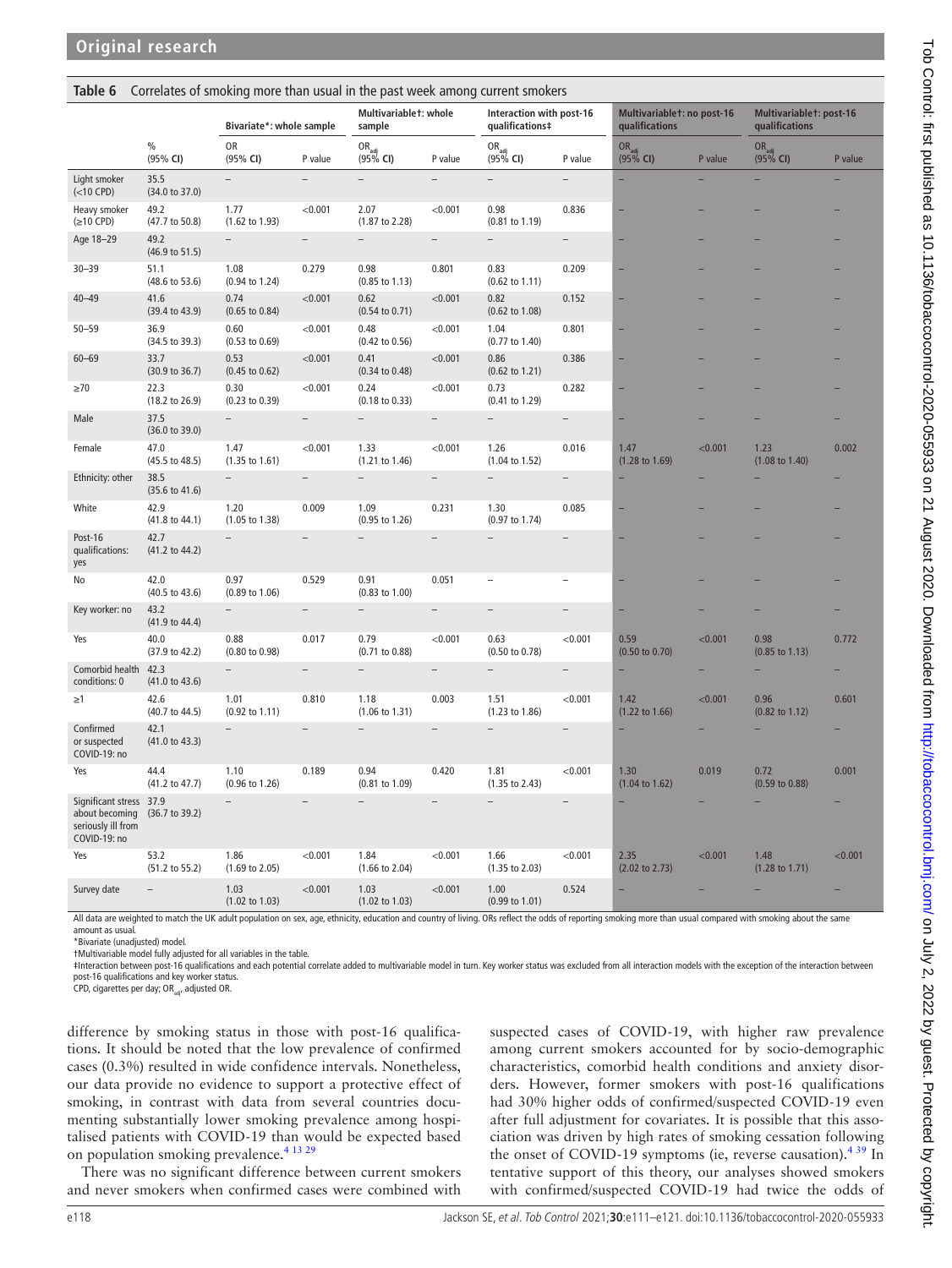**Table 6** Correlates of smoking more than usual in the past week among current smokers

| | % (95% CI) | Bivariate*: whole sample | | Multivariable†: whole sample | | Interaction with post-16 qualifications‡ | | Multivariable†: no post-16 qualifications | | Multivariable†: post-16 qualifications | |
|---|---|---|---|---|---|---|---|---|---|---|---|
| | | OR (95% CI) | P value | $OR_{adj}$ (95% CI) | P value | $OR_{adj}$ (95% CI) | P value | $OR_{adj}$ (95% CI) | P value | $OR_{adj}$ (95% CI) | P value |
| Light smoker (<10 CPD) | 35.5 (34.0 to 37.0) | – | – | – | – | – | – | – | – | – | – |
| Heavy smoker (≥10 CPD) | 49.2 (47.7 to 50.8) | 1.77 (1.62 to 1.93) | <0.001 | 2.07 (1.87 to 2.28) | <0.001 | 0.98 (0.81 to 1.19) | 0.836 | – | – | – | – |
| Age 18–29 | 49.2 (46.9 to 51.5) | – | – | – | – | – | – | – | – | – | – |
| 30–39 | 51.1 (48.6 to 53.6) | 1.08 (0.94 to 1.24) | 0.279 | 0.98 (0.85 to 1.13) | 0.801 | 0.83 (0.62 to 1.11) | 0.209 | – | – | – | – |
| 40–49 | 41.6 (39.4 to 43.9) | 0.74 (0.65 to 0.84) | <0.001 | 0.62 (0.54 to 0.71) | <0.001 | 0.82 (0.62 to 1.08) | 0.152 | – | – | – | – |
| 50–59 | 36.9 (34.5 to 39.3) | 0.60 (0.53 to 0.69) | <0.001 | 0.48 (0.42 to 0.56) | <0.001 | 1.04 (0.77 to 1.40) | 0.801 | – | – | – | – |
| 60–69 | 33.7 (30.9 to 36.7) | 0.53 (0.45 to 0.62) | <0.001 | 0.41 (0.34 to 0.48) | <0.001 | 0.86 (0.62 to 1.21) | 0.386 | – | – | – | – |
| ≥70 | 22.3 (18.2 to 26.9) | 0.30 (0.23 to 0.39) | <0.001 | 0.24 (0.18 to 0.33) | <0.001 | 0.73 (0.41 to 1.29) | 0.282 | – | – | – | – |
| Male | 37.5 (36.0 to 39.0) | – | – | – | – | – | – | – | – | – | – |
| Female | 47.0 (45.5 to 48.5) | 1.47 (1.35 to 1.61) | <0.001 | 1.33 (1.21 to 1.46) | <0.001 | 1.26 (1.04 to 1.52) | 0.016 | 1.47 (1.28 to 1.69) | <0.001 | 1.23 (1.08 to 1.40) | 0.002 |
| Ethnicity: other | 38.5 (35.6 to 41.6) | – | – | – | – | – | – | – | – | – | – |
| White | 42.9 (41.8 to 44.1) | 1.20 (1.05 to 1.38) | 0.009 | 1.09 (0.95 to 1.26) | 0.231 | 1.30 (0.97 to 1.74) | 0.085 | – | – | – | – |
| Post-16 qualifications: yes | 42.7 (41.2 to 44.2) | – | – | – | – | – | – | – | – | – | – |
| No | 42.0 (40.5 to 43.6) | 0.97 (0.89 to 1.06) | 0.529 | 0.91 (0.83 to 1.00) | 0.051 | – | – | – | – | – | – |
| Key worker: no | 43.2 (41.9 to 44.4) | – | – | – | – | – | – | – | – | – | – |
| Yes | 40.0 (37.9 to 42.2) | 0.88 (0.80 to 0.98) | 0.017 | 0.79 (0.71 to 0.88) | <0.001 | 0.63 (0.50 to 0.78) | <0.001 | 0.59 (0.50 to 0.70) | <0.001 | 0.98 (0.85 to 1.13) | 0.772 |
| Comorbid health conditions: 0 | 42.3 (41.0 to 43.6) | – | – | – | – | – | – | – | – | – | – |
| ≥1 | 42.6 (40.7 to 44.5) | 1.01 (0.92 to 1.11) | 0.810 | 1.18 (1.06 to 1.31) | 0.003 | 1.51 (1.23 to 1.86) | <0.001 | 1.42 (1.22 to 1.66) | <0.001 | 0.96 (0.82 to 1.12) | 0.601 |
| Confirmed or suspected COVID-19: no | 42.1 (41.0 to 43.3) | – | – | – | – | – | – | – | – | – | – |
| Yes | 44.4 (41.2 to 47.7) | 1.10 (0.96 to 1.26) | 0.189 | 0.94 (0.81 to 1.09) | 0.420 | 1.81 (1.35 to 2.43) | <0.001 | 1.30 (1.04 to 1.62) | 0.019 | 0.72 (0.59 to 0.88) | 0.001 |
| Significant stress about becoming seriously ill from COVID-19: no | 37.9 (36.7 to 39.2) | – | – | – | – | – | – | – | – | – | – |
| Yes | 53.2 (51.2 to 55.2) | 1.86 (1.69 to 2.05) | <0.001 | 1.84 (1.66 to 2.04) | <0.001 | 1.66 (1.35 to 2.03) | <0.001 | 2.35 (2.02 to 2.73) | <0.001 | 1.48 (1.28 to 1.71) | <0.001 |
| Survey date | – | 1.03 (1.02 to 1.03) | <0.001 | 1.03 (1.02 to 1.03) | <0.001 | 1.00 (0.99 to 1.01) | 0.524 | – | – | – | – |

All data are weighted to match the UK adult population on sex, age, ethnicity, education and country of living. ORs reflect the odds of reporting smoking more than usual compared with smoking about the same amount as usual.
*Bivariate (unadjusted) model.
†Multivariable model fully adjusted for all variables in the table.
‡Interaction between post-16 qualifications and each potential correlate added to multivariable model in turn. Key worker status was excluded from all interaction models with the exception of the interaction between post-16 qualifications and key worker status.
CPD, cigarettes per day; $OR_{adj}$, adjusted OR.

difference by smoking status in those with post-16 qualifications. It should be noted that the low prevalence of confirmed cases (0.3%) resulted in wide confidence intervals. Nonetheless, our data provide no evidence to support a protective effect of smoking, in contrast with data from several countries documenting substantially lower smoking prevalence among hospitalised patients with COVID-19 than would be expected based on population smoking prevalence.[4 13 29]

There was no significant difference between current smokers and never smokers when confirmed cases were combined with suspected cases of COVID-19, with higher raw prevalence among current smokers accounted for by socio-demographic characteristics, comorbid health conditions and anxiety disorders. However, former smokers with post-16 qualifications had 30% higher odds of confirmed/suspected COVID-19 even after full adjustment for covariates. It is possible that this association was driven by high rates of smoking cessation following the onset of COVID-19 symptoms (ie, reverse causation).[4 39] In tentative support of this theory, our analyses showed smokers with confirmed/suspected COVID-19 had twice the odds of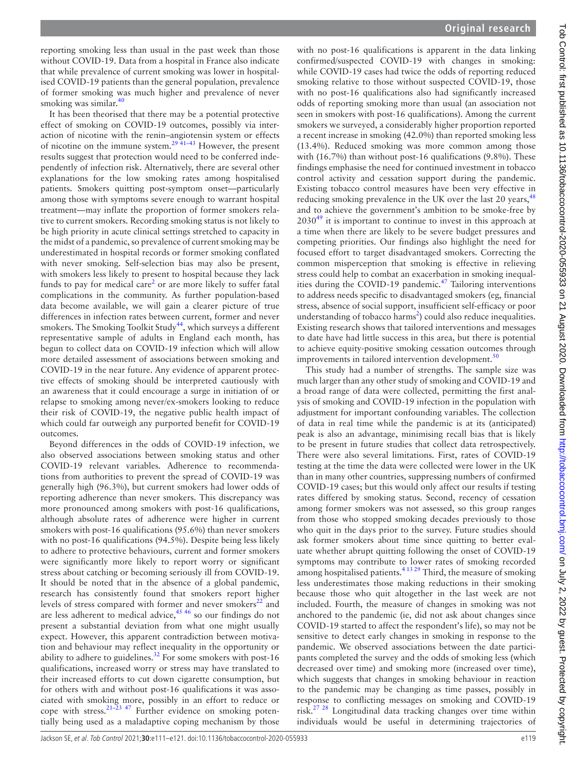reporting smoking less than usual in the past week than those without COVID-19. Data from a hospital in France also indicate that while prevalence of current smoking was lower in hospitalised COVID-19 patients than the general population, prevalence of former smoking was much higher and prevalence of never smoking was similar.[40]

It has been theorised that there may be a potential protective effect of smoking on COVID-19 outcomes, possibly via interaction of nicotine with the renin–angiotensin system or effects of nicotine on the immune system.[29 41–43] However, the present results suggest that protection would need to be conferred independently of infection risk. Alternatively, there are several other explanations for the low smoking rates among hospitalised patients. Smokers quitting post-symptom onset—particularly among those with symptoms severe enough to warrant hospital treatment—may inflate the proportion of former smokers relative to current smokers. Recording smoking status is not likely to be high priority in acute clinical settings stretched to capacity in the midst of a pandemic, so prevalence of current smoking may be underestimated in hospital records or former smoking conflated with never smoking. Self-selection bias may also be present, with smokers less likely to present to hospital because they lack funds to pay for medical care[2] or are more likely to suffer fatal complications in the community. As further population-based data become available, we will gain a clearer picture of true differences in infection rates between current, former and never smokers. The Smoking Toolkit Study[44], which surveys a different representative sample of adults in England each month, has begun to collect data on COVID-19 infection which will allow more detailed assessment of associations between smoking and COVID-19 in the near future. Any evidence of apparent protective effects of smoking should be interpreted cautiously with an awareness that it could encourage a surge in initiation of or relapse to smoking among never/ex-smokers looking to reduce their risk of COVID-19, the negative public health impact of which could far outweigh any purported benefit for COVID-19 outcomes.

Beyond differences in the odds of COVID-19 infection, we also observed associations between smoking status and other COVID-19 relevant variables. Adherence to recommendations from authorities to prevent the spread of COVID-19 was generally high (96.3%), but current smokers had lower odds of reporting adherence than never smokers. This discrepancy was more pronounced among smokers with post-16 qualifications, although absolute rates of adherence were higher in current smokers with post-16 qualifications (95.6%) than never smokers with no post-16 qualifications (94.5%). Despite being less likely to adhere to protective behaviours, current and former smokers were significantly more likely to report worry or significant stress about catching or becoming seriously ill from COVID-19. It should be noted that in the absence of a global pandemic, research has consistently found that smokers report higher levels of stress compared with former and never smokers[22] and are less adherent to medical advice,[45 46] so our findings do not present a substantial deviation from what one might usually expect. However, this apparent contradiction between motivation and behaviour may reflect inequality in the opportunity or ability to adhere to guidelines.[32] For some smokers with post-16 qualifications, increased worry or stress may have translated to their increased efforts to cut down cigarette consumption, but for others with and without post-16 qualifications it was associated with smoking more, possibly in an effort to reduce or cope with stress.[21–23 47] Further evidence on smoking potentially being used as a maladaptive coping mechanism by those with no post-16 qualifications is apparent in the data linking confirmed/suspected COVID-19 with changes in smoking: while COVID-19 cases had twice the odds of reporting reduced smoking relative to those without suspected COVID-19, those with no post-16 qualifications also had significantly increased odds of reporting smoking more than usual (an association not seen in smokers with post-16 qualifications). Among the current smokers we surveyed, a considerably higher proportion reported a recent increase in smoking (42.0%) than reported smoking less (13.4%). Reduced smoking was more common among those with (16.7%) than without post-16 qualifications (9.8%). These findings emphasise the need for continued investment in tobacco control activity and cessation support during the pandemic. Existing tobacco control measures have been very effective in reducing smoking prevalence in the UK over the last 20 years,[48] and to achieve the government's ambition to be smoke-free by 2030[49] it is important to continue to invest in this approach at a time when there are likely to be severe budget pressures and competing priorities. Our findings also highlight the need for focused effort to target disadvantaged smokers. Correcting the common misperception that smoking is effective in relieving stress could help to combat an exacerbation in smoking inequalities during the COVID-19 pandemic.[47] Tailoring interventions to address needs specific to disadvantaged smokers (eg, financial stress, absence of social support, insufficient self-efficacy or poor understanding of tobacco harms[2]) could also reduce inequalities. Existing research shows that tailored interventions and messages to date have had little success in this area, but there is potential to achieve equity-positive smoking cessation outcomes through improvements in tailored intervention development.[50]

This study had a number of strengths. The sample size was much larger than any other study of smoking and COVID-19 and a broad range of data were collected, permitting the first analysis of smoking and COVID-19 infection in the population with adjustment for important confounding variables. The collection of data in real time while the pandemic is at its (anticipated) peak is also an advantage, minimising recall bias that is likely to be present in future studies that collect data retrospectively. There were also several limitations. First, rates of COVID-19 testing at the time the data were collected were lower in the UK than in many other countries, suppressing numbers of confirmed COVID-19 cases; but this would only affect our results if testing rates differed by smoking status. Second, recency of cessation among former smokers was not assessed, so this group ranges from those who stopped smoking decades previously to those who quit in the days prior to the survey. Future studies should ask former smokers about time since quitting to better evaluate whether abrupt quitting following the onset of COVID-19 symptoms may contribute to lower rates of smoking recorded among hospitalised patients.[4 13 29] Third, the measure of smoking less underestimates those making reductions in their smoking because those who quit altogether in the last week are not included. Fourth, the measure of changes in smoking was not anchored to the pandemic (ie, did not ask about changes since COVID-19 started to affect the respondent's life), so may not be sensitive to detect early changes in smoking in response to the pandemic. We observed associations between the date participants completed the survey and the odds of smoking less (which decreased over time) and smoking more (increased over time), which suggests that changes in smoking behaviour in reaction to the pandemic may be changing as time passes, possibly in response to conflicting messages on smoking and COVID-19 risk.[27 28] Longitudinal data tracking changes over time within individuals would be useful in determining trajectories of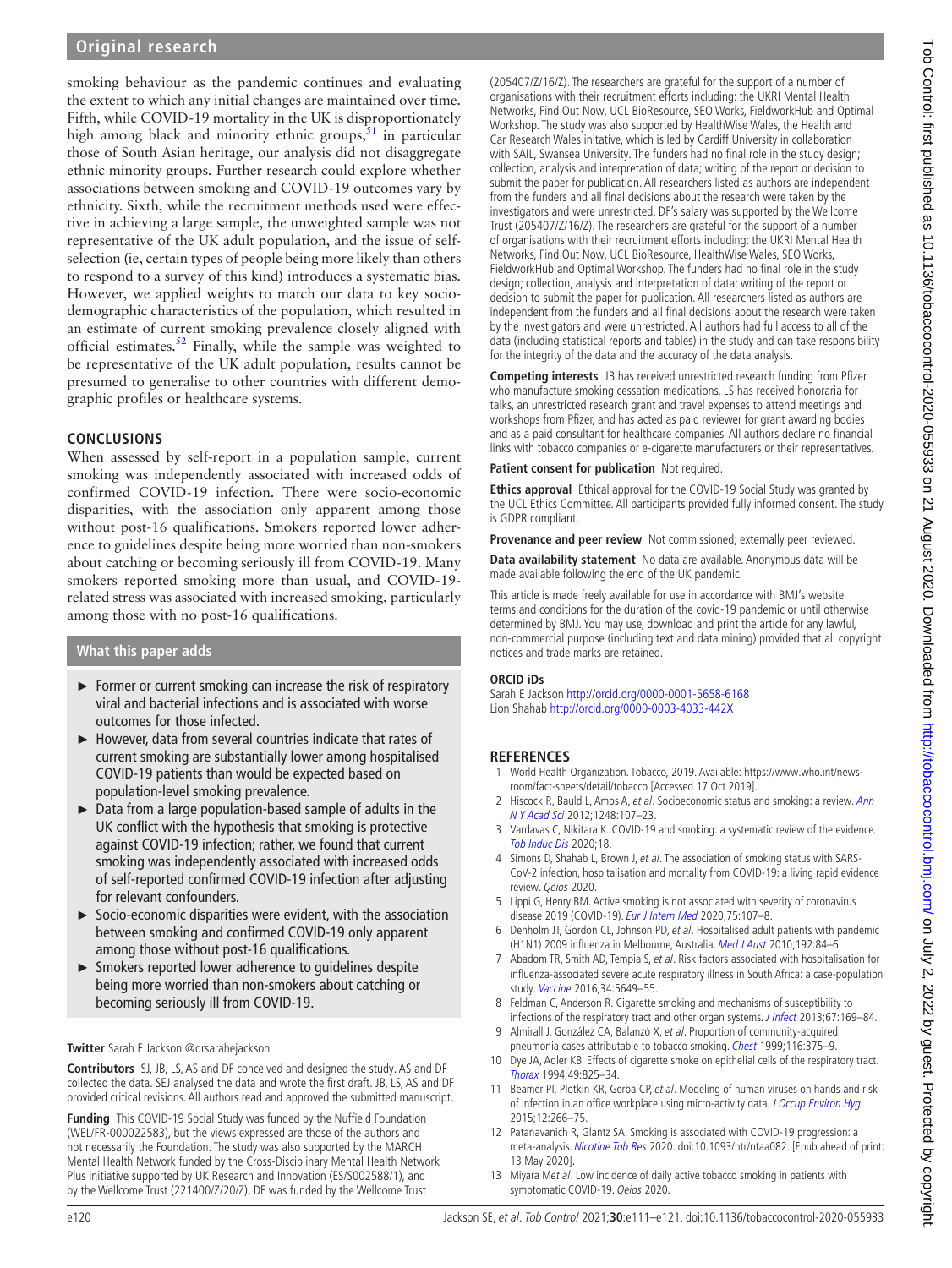smoking behaviour as the pandemic continues and evaluating the extent to which any initial changes are maintained over time. Fifth, while COVID-19 mortality in the UK is disproportionately high among black and minority ethnic groups,[51] in particular those of South Asian heritage, our analysis did not disaggregate ethnic minority groups. Further research could explore whether associations between smoking and COVID-19 outcomes vary by ethnicity. Sixth, while the recruitment methods used were effective in achieving a large sample, the unweighted sample was not representative of the UK adult population, and the issue of self-selection (ie, certain types of people being more likely than others to respond to a survey of this kind) introduces a systematic bias. However, we applied weights to match our data to key socio-demographic characteristics of the population, which resulted in an estimate of current smoking prevalence closely aligned with official estimates.[52] Finally, while the sample was weighted to be representative of the UK adult population, results cannot be presumed to generalise to other countries with different demographic profiles or healthcare systems.

## CONCLUSIONS

When assessed by self-report in a population sample, current smoking was independently associated with increased odds of confirmed COVID-19 infection. There were socio-economic disparities, with the association only apparent among those without post-16 qualifications. Smokers reported lower adherence to guidelines despite being more worried than non-smokers about catching or becoming seriously ill from COVID-19. Many smokers reported smoking more than usual, and COVID-19-related stress was associated with increased smoking, particularly among those with no post-16 qualifications.

### What this paper adds

- Former or current smoking can increase the risk of respiratory viral and bacterial infections and is associated with worse outcomes for those infected.
- However, data from several countries indicate that rates of current smoking are substantially lower among hospitalised COVID-19 patients than would be expected based on population-level smoking prevalence.
- Data from a large population-based sample of adults in the UK conflict with the hypothesis that smoking is protective against COVID-19 infection; rather, we found that current smoking was independently associated with increased odds of self-reported confirmed COVID-19 infection after adjusting for relevant confounders.
- Socio-economic disparities were evident, with the association between smoking and confirmed COVID-19 only apparent among those without post-16 qualifications.
- Smokers reported lower adherence to guidelines despite being more worried than non-smokers about catching or becoming seriously ill from COVID-19.

**Twitter** Sarah E Jackson @drsarahejackson

**Contributors** SJ, JB, LS, AS and DF conceived and designed the study. AS and DF collected the data. SEJ analysed the data and wrote the first draft. JB, LS, AS and DF provided critical revisions. All authors read and approved the submitted manuscript.

**Funding** This COVID-19 Social Study was funded by the Nuffield Foundation (WEL/FR-000022583), but the views expressed are those of the authors and not necessarily the Foundation. The study was also supported by the MARCH Mental Health Network funded by the Cross-Disciplinary Mental Health Network Plus initiative supported by UK Research and Innovation (ES/S002588/1), and by the Wellcome Trust (221400/Z/20/Z). DF was funded by the Wellcome Trust (205407/Z/16/Z). The researchers are grateful for the support of a number of organisations with their recruitment efforts including: the UKRI Mental Health Networks, Find Out Now, UCL BioResource, SEO Works, FieldworkHub and Optimal Workshop. The study was also supported by HealthWise Wales, the Health and Car Research Wales initative, which is led by Cardiff University in collaboration with SAIL, Swansea University. The funders had no final role in the study design; collection, analysis and interpretation of data; writing of the report or decision to submit the paper for publication. All researchers listed as authors are independent from the funders and all final decisions about the research were taken by the investigators and were unrestricted. DF's salary was supported by the Wellcome Trust (205407/Z/16/Z). The researchers are grateful for the support of a number of organisations with their recruitment efforts including: the UKRI Mental Health Networks, Find Out Now, UCL BioResource, HealthWise Wales, SEO Works, FieldworkHub and Optimal Workshop. The funders had no final role in the study design; collection, analysis and interpretation of data; writing of the report or decision to submit the paper for publication. All researchers listed as authors are independent from the funders and all final decisions about the research were taken by the investigators and were unrestricted. All authors had full access to all of the data (including statistical reports and tables) in the study and can take responsibility for the integrity of the data and the accuracy of the data analysis.

**Competing interests** JB has received unrestricted research funding from Pfizer who manufacture smoking cessation medications. LS has received honoraria for talks, an unrestricted research grant and travel expenses to attend meetings and workshops from Pfizer, and has acted as paid reviewer for grant awarding bodies and as a paid consultant for healthcare companies. All authors declare no financial links with tobacco companies or e-cigarette manufacturers or their representatives.

**Patient consent for publication** Not required.

**Ethics approval** Ethical approval for the COVID-19 Social Study was granted by the UCL Ethics Committee. All participants provided fully informed consent. The study is GDPR compliant.

**Provenance and peer review** Not commissioned; externally peer reviewed.

**Data availability statement** No data are available. Anonymous data will be made available following the end of the UK pandemic.

This article is made freely available for use in accordance with BMJ's website terms and conditions for the duration of the covid-19 pandemic or until otherwise determined by BMJ. You may use, download and print the article for any lawful, non-commercial purpose (including text and data mining) provided that all copyright notices and trade marks are retained.

**ORCID iDs**

Sarah E Jackson http://orcid.org/0000-0001-5658-6168
Lion Shahab http://orcid.org/0000-0003-4033-442X

## REFERENCES

1. World Health Organization. Tobacco, 2019. Available: https://www.who.int/news-room/fact-sheets/detail/tobacco [Accessed 17 Oct 2019].
2. Hiscock R, Bauld L, Amos A, *et al*. Socioeconomic status and smoking: a review. *Ann N Y Acad Sci* 2012;1248:107–23.
3. Vardavas C, Nikitara K. COVID-19 and smoking: a systematic review of the evidence. *Tob Induc Dis* 2020;18.
4. Simons D, Shahab L, Brown J, *et al*. The association of smoking status with SARS-CoV-2 infection, hospitalisation and mortality from COVID-19: a living rapid evidence review. *Qeios* 2020.
5. Lippi G, Henry BM. Active smoking is not associated with severity of coronavirus disease 2019 (COVID-19). *Eur J Intern Med* 2020;75:107–8.
6. Denholm JT, Gordon CL, Johnson PD, *et al*. Hospitalised adult patients with pandemic (H1N1) 2009 influenza in Melbourne, Australia. *Med J Aust* 2010;192:84–6.
7. Abadom TR, Smith AD, Tempia S, *et al*. Risk factors associated with hospitalisation for influenza-associated severe acute respiratory illness in South Africa: a case-population study. *Vaccine* 2016;34:5649–55.
8. Feldman C, Anderson R. Cigarette smoking and mechanisms of susceptibility to infections of the respiratory tract and other organ systems. *J Infect* 2013;67:169–84.
9. Almirall J, González CA, Balanzó X, *et al*. Proportion of community-acquired pneumonia cases attributable to tobacco smoking. *Chest* 1999;116:375–9.
10. Dye JA, Adler KB. Effects of cigarette smoke on epithelial cells of the respiratory tract. *Thorax* 1994;49:825–34.
11. Beamer PI, Plotkin KR, Gerba CP, *et al*. Modeling of human viruses on hands and risk of infection in an office workplace using micro-activity data. *J Occup Environ Hyg* 2015;12:266–75.
12. Patanavanich R, Glantz SA. Smoking is associated with COVID-19 progression: a meta-analysis. *Nicotine Tob Res* 2020. doi:10.1093/ntr/ntaa082. [Epub ahead of print: 13 May 2020].
13. Miyara M*et al*. Low incidence of daily active tobacco smoking in patients with symptomatic COVID-19. *Qeios* 2020.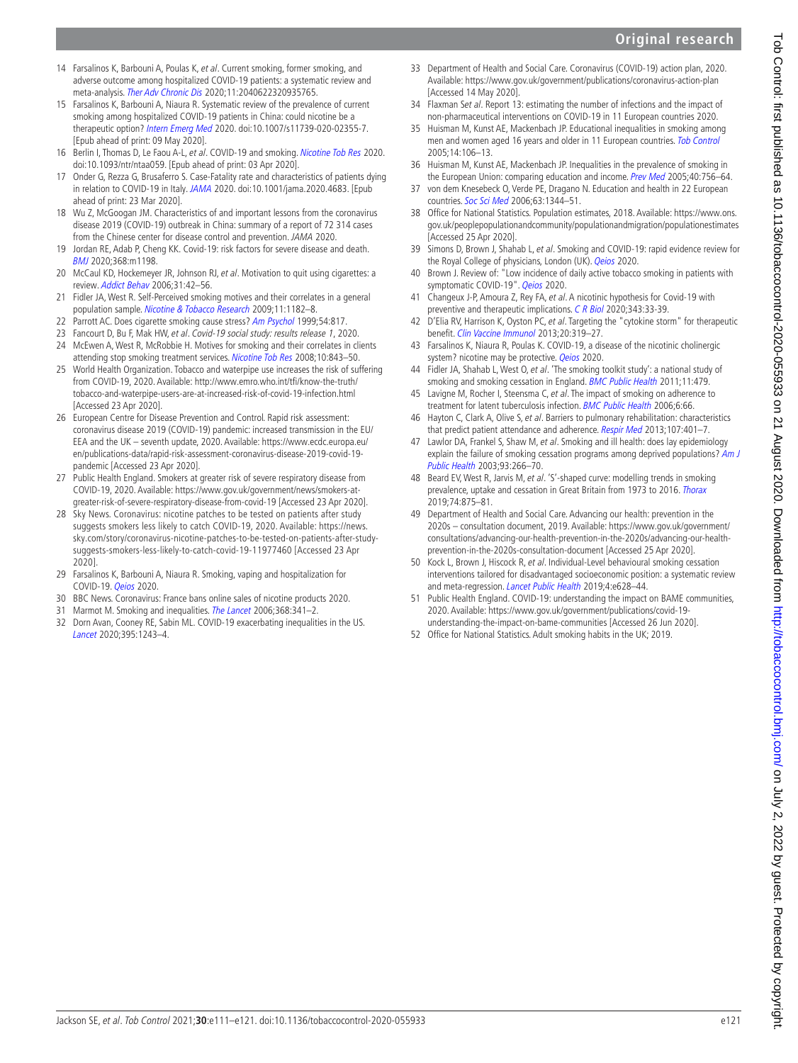14 Farsalinos K, Barbouni A, Poulas K, *et al*. Current smoking, former smoking, and adverse outcome among hospitalized COVID-19 patients: a systematic review and meta-analysis. *Ther Adv Chronic Dis* 2020;11:2040622320935765.
15 Farsalinos K, Barbouni A, Niaura R. Systematic review of the prevalence of current smoking among hospitalized COVID-19 patients in China: could nicotine be a therapeutic option? *Intern Emerg Med* 2020. doi:10.1007/s11739-020-02355-7. [Epub ahead of print: 09 May 2020].
16 Berlin I, Thomas D, Le Faou A-L, *et al*. COVID-19 and smoking. *Nicotine Tob Res* 2020. doi:10.1093/ntr/ntaa059. [Epub ahead of print: 03 Apr 2020].
17 Onder G, Rezza G, Brusaferro S. Case-Fatality rate and characteristics of patients dying in relation to COVID-19 in Italy. *JAMA* 2020. doi:10.1001/jama.2020.4683. [Epub ahead of print: 23 Mar 2020].
18 Wu Z, McGoogan JM. Characteristics of and important lessons from the coronavirus disease 2019 (COVID-19) outbreak in China: summary of a report of 72 314 cases from the Chinese center for disease control and prevention. *JAMA* 2020.
19 Jordan RE, Adab P, Cheng KK. Covid-19: risk factors for severe disease and death. *BMJ* 2020;368:m1198.
20 McCaul KD, Hockemeyer JR, Johnson RJ, *et al*. Motivation to quit using cigarettes: a review. *Addict Behav* 2006;31:42–56.
21 Fidler JA, West R. Self-Perceived smoking motives and their correlates in a general population sample. *Nicotine & Tobacco Research* 2009;11:1182–8.
22 Parrott AC. Does cigarette smoking cause stress? *Am Psychol* 1999;54:817.
23 Fancourt D, Bu F, Mak HW, *et al*. *Covid-19 social study: results release 1*, 2020.
24 McEwen A, West R, McRobbie H. Motives for smoking and their correlates in clients attending stop smoking treatment services. *Nicotine Tob Res* 2008;10:843–50.
25 World Health Organization. Tobacco and waterpipe use increases the risk of suffering from COVID-19, 2020. Available: http://www.emro.who.int/tfi/know-the-truth/tobacco-and-waterpipe-users-are-at-increased-risk-of-covid-19-infection.html [Accessed 23 Apr 2020].
26 European Centre for Disease Prevention and Control. Rapid risk assessment: coronavirus disease 2019 (COVID-19) pandemic: increased transmission in the EU/EEA and the UK – seventh update, 2020. Available: https://www.ecdc.europa.eu/en/publications-data/rapid-risk-assessment-coronavirus-disease-2019-covid-19-pandemic [Accessed 23 Apr 2020].
27 Public Health England. Smokers at greater risk of severe respiratory disease from COVID-19, 2020. Available: https://www.gov.uk/government/news/smokers-at-greater-risk-of-severe-respiratory-disease-from-covid-19 [Accessed 23 Apr 2020].
28 Sky News. Coronavirus: nicotine patches to be tested on patients after study suggests smokers less likely to catch COVID-19, 2020. Available: https://news.sky.com/story/coronavirus-nicotine-patches-to-be-tested-on-patients-after-study-suggests-smokers-less-likely-to-catch-covid-19-11977460 [Accessed 23 Apr 2020].
29 Farsalinos K, Barbouni A, Niaura R. Smoking, vaping and hospitalization for COVID-19. *Qeios* 2020.
30 BBC News. Coronavirus: France bans online sales of nicotine products 2020.
31 Marmot M. Smoking and inequalities. *The Lancet* 2006;368:341–2.
32 Dorn Avan, Cooney RE, Sabin ML. COVID-19 exacerbating inequalities in the US. *Lancet* 2020;395:1243–4.
33 Department of Health and Social Care. Coronavirus (COVID-19) action plan, 2020. Available: https://www.gov.uk/government/publications/coronavirus-action-plan [Accessed 14 May 2020].
34 Flaxman S*et al*. Report 13: estimating the number of infections and the impact of non-pharmaceutical interventions on COVID-19 in 11 European countries 2020.
35 Huisman M, Kunst AE, Mackenbach JP. Educational inequalities in smoking among men and women aged 16 years and older in 11 European countries. *Tob Control* 2005;14:106–13.
36 Huisman M, Kunst AE, Mackenbach JP. Inequalities in the prevalence of smoking in the European Union: comparing education and income. *Prev Med* 2005;40:756–64.
37 von dem Knesebeck O, Verde PE, Dragano N. Education and health in 22 European countries. *Soc Sci Med* 2006;63:1344–51.
38 Office for National Statistics. Population estimates, 2018. Available: https://www.ons.gov.uk/peoplepopulationandcommunity/populationandmigration/populationestimates [Accessed 25 Apr 2020].
39 Simons D, Brown J, Shahab L, *et al*. Smoking and COVID-19: rapid evidence review for the Royal College of physicians, London (UK). *Qeios* 2020.
40 Brown J. Review of: "Low incidence of daily active tobacco smoking in patients with symptomatic COVID-19". *Qeios* 2020.
41 Changeux J-P, Amoura Z, Rey FA, *et al*. A nicotinic hypothesis for Covid-19 with preventive and therapeutic implications. *C R Biol* 2020;343:33-39.
42 D'Elia RV, Harrison K, Oyston PC, *et al*. Targeting the "cytokine storm" for therapeutic benefit. *Clin Vaccine Immunol* 2013;20:319–27.
43 Farsalinos K, Niaura R, Poulas K. COVID-19, a disease of the nicotinic cholinergic system? nicotine may be protective. *Qeios* 2020.
44 Fidler JA, Shahab L, West O, *et al*. 'The smoking toolkit study': a national study of smoking and smoking cessation in England. *BMC Public Health* 2011;11:479.
45 Lavigne M, Rocher I, Steensma C, *et al*. The impact of smoking on adherence to treatment for latent tuberculosis infection. *BMC Public Health* 2006;6:66.
46 Hayton C, Clark A, Olive S, *et al*. Barriers to pulmonary rehabilitation: characteristics that predict patient attendance and adherence. *Respir Med* 2013;107:401–7.
47 Lawlor DA, Frankel S, Shaw M, *et al*. Smoking and ill health: does lay epidemiology explain the failure of smoking cessation programs among deprived populations? *Am J Public Health* 2003;93:266–70.
48 Beard EV, West R, Jarvis M, *et al*. 'S'-shaped curve: modelling trends in smoking prevalence, uptake and cessation in Great Britain from 1973 to 2016. *Thorax* 2019;74:875–81.
49 Department of Health and Social Care. Advancing our health: prevention in the 2020s – consultation document, 2019. Available: https://www.gov.uk/government/consultations/advancing-our-health-prevention-in-the-2020s/advancing-our-health-prevention-in-the-2020s-consultation-document [Accessed 25 Apr 2020].
50 Kock L, Brown J, Hiscock R, *et al*. Individual-Level behavioural smoking cessation interventions tailored for disadvantaged socioeconomic position: a systematic review and meta-regression. *Lancet Public Health* 2019;4:e628–44.
51 Public Health England. COVID-19: understanding the impact on BAME communities, 2020. Available: https://www.gov.uk/government/publications/covid-19-understanding-the-impact-on-bame-communities [Accessed 26 Jun 2020].
52 Office for National Statistics. Adult smoking habits in the UK; 2019.